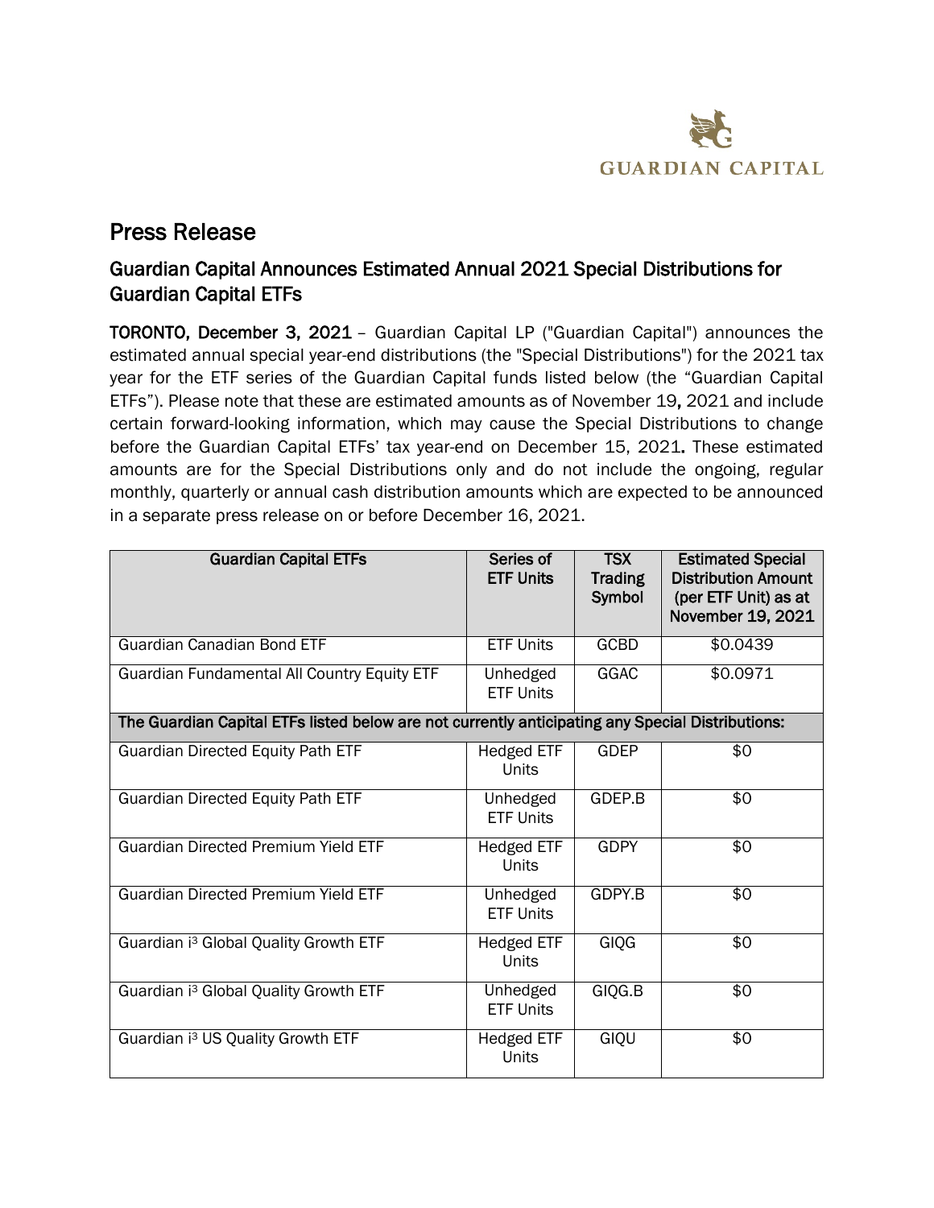# Press Release

## Guardian Capital Announces Estimated Annual 2021 Special Distributions for Guardian Capital ETFs

**TORONTO, December 3, 2021** – Guardian Capital LP ("Guardian Capital") announces the estimated annual special year-end distributions (the "Special Distributions") for the 2021 tax year for the ETF series of the Guardian Capital funds listed below (the "Guardian Capital ETFs"). Please note that these are estimated amounts as of November 19**,** 2021 and include certain forward-looking information, which may cause the Special Distributions to change before the Guardian Capital ETFs' tax year-end on December 15, 2021**.** These estimated amounts are for the Special Distributions only and do not include the ongoing, regular monthly, quarterly or annual cash distribution amounts which are expected to be announced in a separate press release on or before December 16, 2021.

| Guardian Capital ETFs | Series of ETF Units | TSX Trading Symbol | Estimated Special Distribution Amount (per ETF Unit) as at November 19, 2021 |
|---|---|---|---|
| Guardian Canadian Bond ETF | ETF Units | GCBD | $0.0439 |
| Guardian Fundamental All Country Equity ETF | Unhedged ETF Units | GGAC | $0.0971 |
| **The Guardian Capital ETFs listed below are not currently anticipating any Special Distributions:** | | | |
| Guardian Directed Equity Path ETF | Hedged ETF Units | GDEP | $0 |
| Guardian Directed Equity Path ETF | Unhedged ETF Units | GDEP.B | $0 |
| Guardian Directed Premium Yield ETF | Hedged ETF Units | GDPY | $0 |
| Guardian Directed Premium Yield ETF | Unhedged ETF Units | GDPY.B | $0 |
| Guardian i³ Global Quality Growth ETF | Hedged ETF Units | GIQG | $0 |
| Guardian i³ Global Quality Growth ETF | Unhedged ETF Units | GIQG.B | $0 |
| Guardian i³ US Quality Growth ETF | Hedged ETF Units | GIQU | $0 |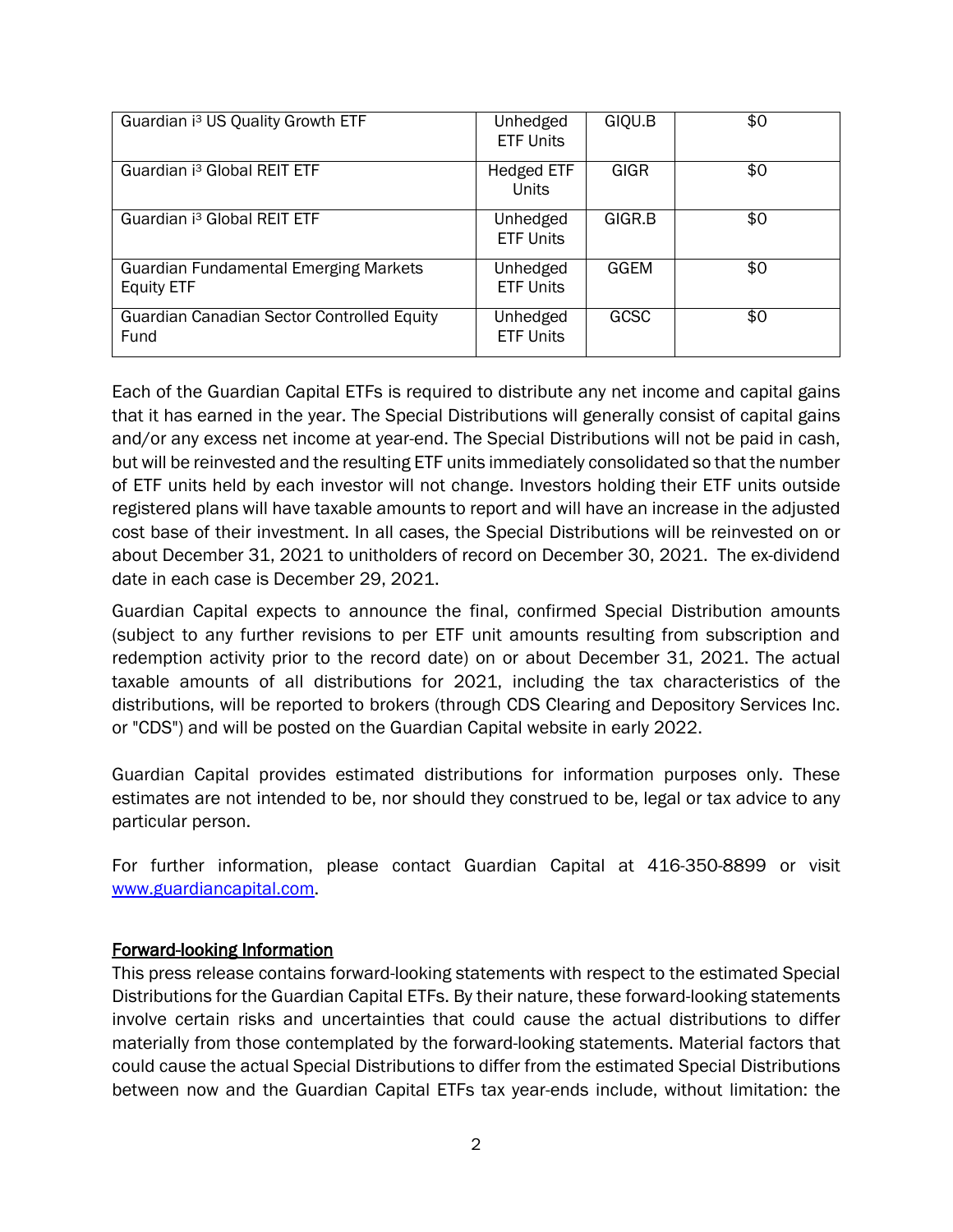| Guardian i³ US Quality Growth ETF | Unhedged ETF Units | GIQU.B | $0 |
|---|---|---|---|
| Guardian i³ Global REIT ETF | Hedged ETF Units | GIGR | $0 |
| Guardian i³ Global REIT ETF | Unhedged ETF Units | GIGR.B | $0 |
| Guardian Fundamental Emerging Markets Equity ETF | Unhedged ETF Units | GGEM | $0 |
| Guardian Canadian Sector Controlled Equity Fund | Unhedged ETF Units | GCSC | $0 |

Each of the Guardian Capital ETFs is required to distribute any net income and capital gains that it has earned in the year. The Special Distributions will generally consist of capital gains and/or any excess net income at year-end. The Special Distributions will not be paid in cash, but will be reinvested and the resulting ETF units immediately consolidated so that the number of ETF units held by each investor will not change. Investors holding their ETF units outside registered plans will have taxable amounts to report and will have an increase in the adjusted cost base of their investment. In all cases, the Special Distributions will be reinvested on or about December 31, 2021 to unitholders of record on December 30, 2021. The ex-dividend date in each case is December 29, 2021.

Guardian Capital expects to announce the final, confirmed Special Distribution amounts (subject to any further revisions to per ETF unit amounts resulting from subscription and redemption activity prior to the record date) on or about December 31, 2021. The actual taxable amounts of all distributions for 2021, including the tax characteristics of the distributions, will be reported to brokers (through CDS Clearing and Depository Services Inc. or "CDS") and will be posted on the Guardian Capital website in early 2022.

Guardian Capital provides estimated distributions for information purposes only. These estimates are not intended to be, nor should they construed to be, legal or tax advice to any particular person.

For further information, please contact Guardian Capital at 416-350-8899 or visit [www.guardiancapital.com](www.guardiancapital.com).

## Forward-looking Information

This press release contains forward-looking statements with respect to the estimated Special Distributions for the Guardian Capital ETFs. By their nature, these forward-looking statements involve certain risks and uncertainties that could cause the actual distributions to differ materially from those contemplated by the forward-looking statements. Material factors that could cause the actual Special Distributions to differ from the estimated Special Distributions between now and the Guardian Capital ETFs tax year-ends include, without limitation: the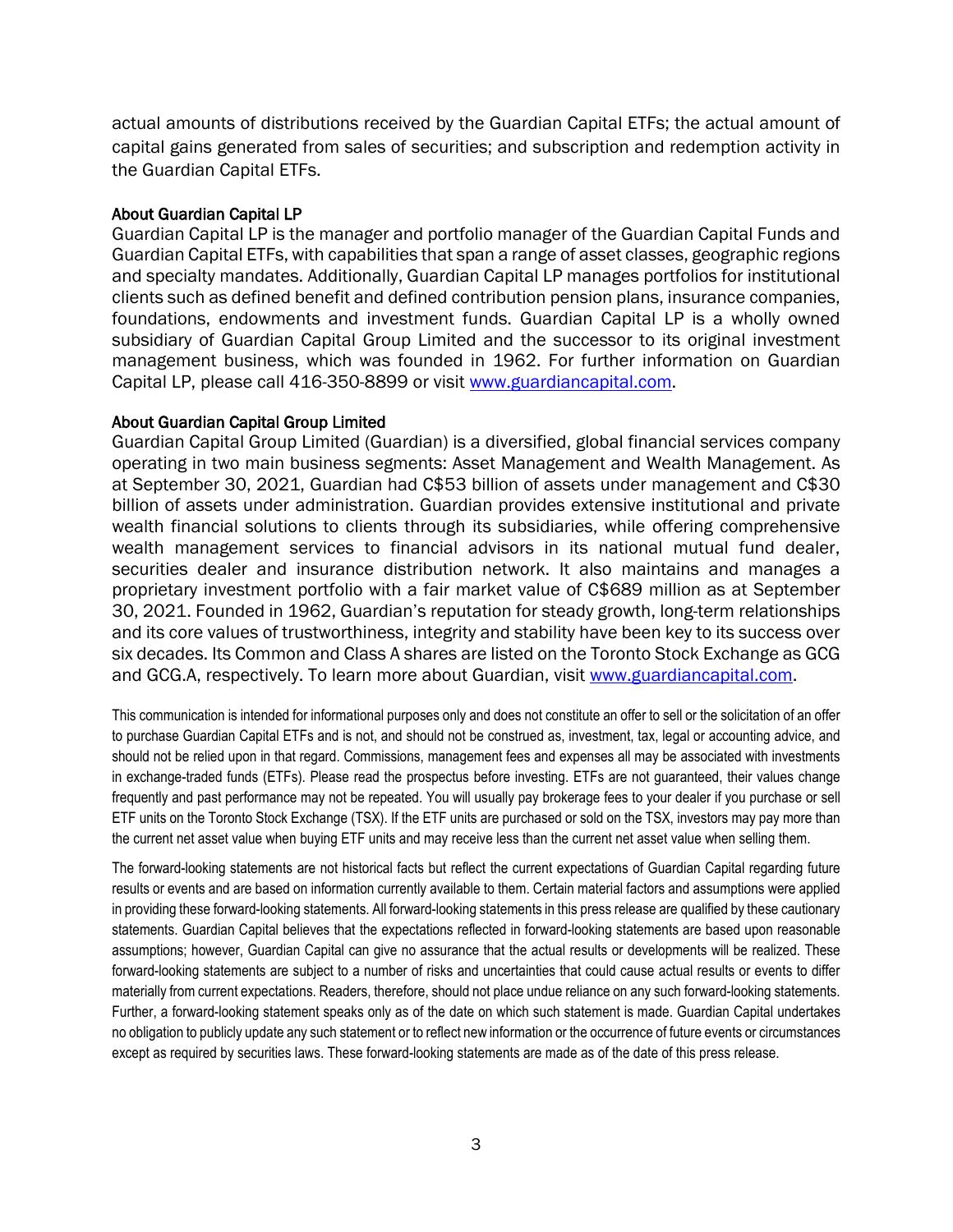actual amounts of distributions received by the Guardian Capital ETFs; the actual amount of capital gains generated from sales of securities; and subscription and redemption activity in the Guardian Capital ETFs.

**About Guardian Capital LP**

Guardian Capital LP is the manager and portfolio manager of the Guardian Capital Funds and Guardian Capital ETFs, with capabilities that span a range of asset classes, geographic regions and specialty mandates. Additionally, Guardian Capital LP manages portfolios for institutional clients such as defined benefit and defined contribution pension plans, insurance companies, foundations, endowments and investment funds. Guardian Capital LP is a wholly owned subsidiary of Guardian Capital Group Limited and the successor to its original investment management business, which was founded in 1962. For further information on Guardian Capital LP, please call 416-350-8899 or visit www.guardiancapital.com.

**About Guardian Capital Group Limited**

Guardian Capital Group Limited (Guardian) is a diversified, global financial services company operating in two main business segments: Asset Management and Wealth Management. As at September 30, 2021, Guardian had C$53 billion of assets under management and C$30 billion of assets under administration. Guardian provides extensive institutional and private wealth financial solutions to clients through its subsidiaries, while offering comprehensive wealth management services to financial advisors in its national mutual fund dealer, securities dealer and insurance distribution network. It also maintains and manages a proprietary investment portfolio with a fair market value of C$689 million as at September 30, 2021. Founded in 1962, Guardian's reputation for steady growth, long-term relationships and its core values of trustworthiness, integrity and stability have been key to its success over six decades. Its Common and Class A shares are listed on the Toronto Stock Exchange as GCG and GCG.A, respectively. To learn more about Guardian, visit www.guardiancapital.com.

This communication is intended for informational purposes only and does not constitute an offer to sell or the solicitation of an offer to purchase Guardian Capital ETFs and is not, and should not be construed as, investment, tax, legal or accounting advice, and should not be relied upon in that regard. Commissions, management fees and expenses all may be associated with investments in exchange-traded funds (ETFs). Please read the prospectus before investing. ETFs are not guaranteed, their values change frequently and past performance may not be repeated. You will usually pay brokerage fees to your dealer if you purchase or sell ETF units on the Toronto Stock Exchange (TSX). If the ETF units are purchased or sold on the TSX, investors may pay more than the current net asset value when buying ETF units and may receive less than the current net asset value when selling them.

The forward-looking statements are not historical facts but reflect the current expectations of Guardian Capital regarding future results or events and are based on information currently available to them. Certain material factors and assumptions were applied in providing these forward-looking statements. All forward-looking statements in this press release are qualified by these cautionary statements. Guardian Capital believes that the expectations reflected in forward-looking statements are based upon reasonable assumptions; however, Guardian Capital can give no assurance that the actual results or developments will be realized. These forward-looking statements are subject to a number of risks and uncertainties that could cause actual results or events to differ materially from current expectations. Readers, therefore, should not place undue reliance on any such forward-looking statements. Further, a forward-looking statement speaks only as of the date on which such statement is made. Guardian Capital undertakes no obligation to publicly update any such statement or to reflect new information or the occurrence of future events or circumstances except as required by securities laws. These forward-looking statements are made as of the date of this press release.